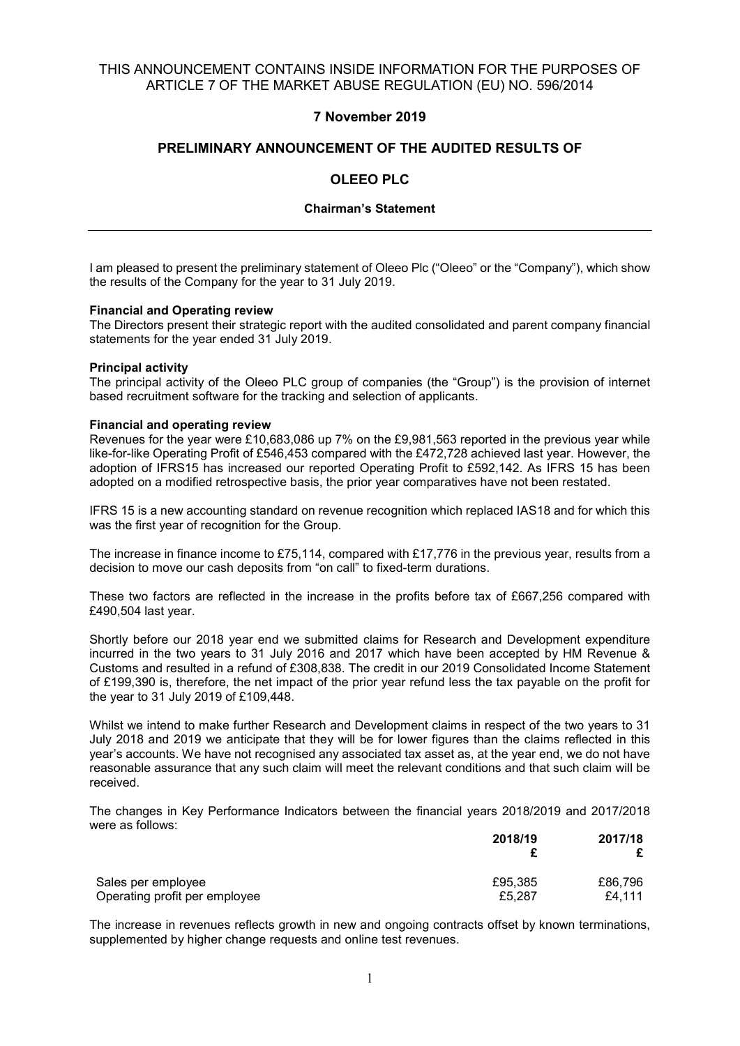THIS ANNOUNCEMENT CONTAINS INSIDE INFORMATION FOR THE PURPOSES OF ARTICLE 7 OF THE MARKET ABUSE REGULATION (EU) NO. 596/2014

**7 November 2019**

# PRELIMINARY ANNOUNCEMENT OF THE AUDITED RESULTS OF

# OLEEO PLC

## Chairman's Statement

I am pleased to present the preliminary statement of Oleeo Plc ("Oleeo" or the "Company"), which show the results of the Company for the year to 31 July 2019.

**Financial and Operating review**

The Directors present their strategic report with the audited consolidated and parent company financial statements for the year ended 31 July 2019.

**Principal activity**

The principal activity of the Oleeo PLC group of companies (the "Group") is the provision of internet based recruitment software for the tracking and selection of applicants.

**Financial and operating review**

Revenues for the year were £10,683,086 up 7% on the £9,981,563 reported in the previous year while like-for-like Operating Profit of £546,453 compared with the £472,728 achieved last year. However, the adoption of IFRS15 has increased our reported Operating Profit to £592,142. As IFRS 15 has been adopted on a modified retrospective basis, the prior year comparatives have not been restated.

IFRS 15 is a new accounting standard on revenue recognition which replaced IAS18 and for which this was the first year of recognition for the Group.

The increase in finance income to £75,114, compared with £17,776 in the previous year, results from a decision to move our cash deposits from "on call" to fixed-term durations.

These two factors are reflected in the increase in the profits before tax of £667,256 compared with £490,504 last year.

Shortly before our 2018 year end we submitted claims for Research and Development expenditure incurred in the two years to 31 July 2016 and 2017 which have been accepted by HM Revenue & Customs and resulted in a refund of £308,838. The credit in our 2019 Consolidated Income Statement of £199,390 is, therefore, the net impact of the prior year refund less the tax payable on the profit for the year to 31 July 2019 of £109,448.

Whilst we intend to make further Research and Development claims in respect of the two years to 31 July 2018 and 2019 we anticipate that they will be for lower figures than the claims reflected in this year's accounts. We have not recognised any associated tax asset as, at the year end, we do not have reasonable assurance that any such claim will meet the relevant conditions and that such claim will be received.

The changes in Key Performance Indicators between the financial years 2018/2019 and 2017/2018 were as follows:

| | 2018/19<br>£ | 2017/18<br>£ |
|---|---|---|
| Sales per employee | £95,385 | £86,796 |
| Operating profit per employee | £5,287 | £4,111 |

The increase in revenues reflects growth in new and ongoing contracts offset by known terminations, supplemented by higher change requests and online test revenues.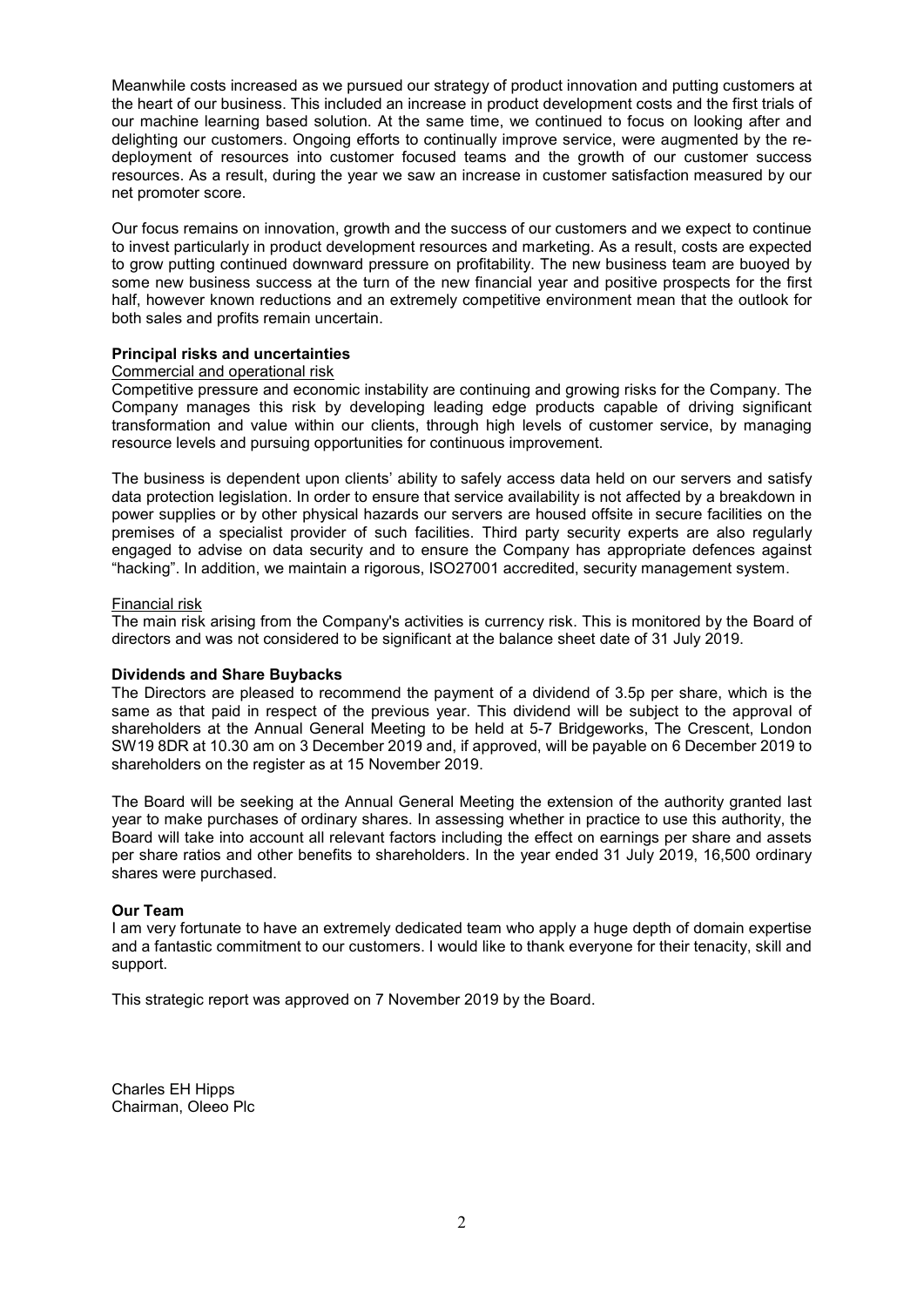Meanwhile costs increased as we pursued our strategy of product innovation and putting customers at the heart of our business. This included an increase in product development costs and the first trials of our machine learning based solution. At the same time, we continued to focus on looking after and delighting our customers. Ongoing efforts to continually improve service, were augmented by the re-deployment of resources into customer focused teams and the growth of our customer success resources. As a result, during the year we saw an increase in customer satisfaction measured by our net promoter score.

Our focus remains on innovation, growth and the success of our customers and we expect to continue to invest particularly in product development resources and marketing. As a result, costs are expected to grow putting continued downward pressure on profitability. The new business team are buoyed by some new business success at the turn of the new financial year and positive prospects for the first half, however known reductions and an extremely competitive environment mean that the outlook for both sales and profits remain uncertain.

**Principal risks and uncertainties**

Commercial and operational risk

Competitive pressure and economic instability are continuing and growing risks for the Company. The Company manages this risk by developing leading edge products capable of driving significant transformation and value within our clients, through high levels of customer service, by managing resource levels and pursuing opportunities for continuous improvement.

The business is dependent upon clients' ability to safely access data held on our servers and satisfy data protection legislation. In order to ensure that service availability is not affected by a breakdown in power supplies or by other physical hazards our servers are housed offsite in secure facilities on the premises of a specialist provider of such facilities. Third party security experts are also regularly engaged to advise on data security and to ensure the Company has appropriate defences against "hacking". In addition, we maintain a rigorous, ISO27001 accredited, security management system.

Financial risk

The main risk arising from the Company's activities is currency risk. This is monitored by the Board of directors and was not considered to be significant at the balance sheet date of 31 July 2019.

**Dividends and Share Buybacks**

The Directors are pleased to recommend the payment of a dividend of 3.5p per share, which is the same as that paid in respect of the previous year. This dividend will be subject to the approval of shareholders at the Annual General Meeting to be held at 5-7 Bridgeworks, The Crescent, London SW19 8DR at 10.30 am on 3 December 2019 and, if approved, will be payable on 6 December 2019 to shareholders on the register as at 15 November 2019.

The Board will be seeking at the Annual General Meeting the extension of the authority granted last year to make purchases of ordinary shares. In assessing whether in practice to use this authority, the Board will take into account all relevant factors including the effect on earnings per share and assets per share ratios and other benefits to shareholders. In the year ended 31 July 2019, 16,500 ordinary shares were purchased.

**Our Team**

I am very fortunate to have an extremely dedicated team who apply a huge depth of domain expertise and a fantastic commitment to our customers. I would like to thank everyone for their tenacity, skill and support.

This strategic report was approved on 7 November 2019 by the Board.

Charles EH Hipps
Chairman, Oleeo Plc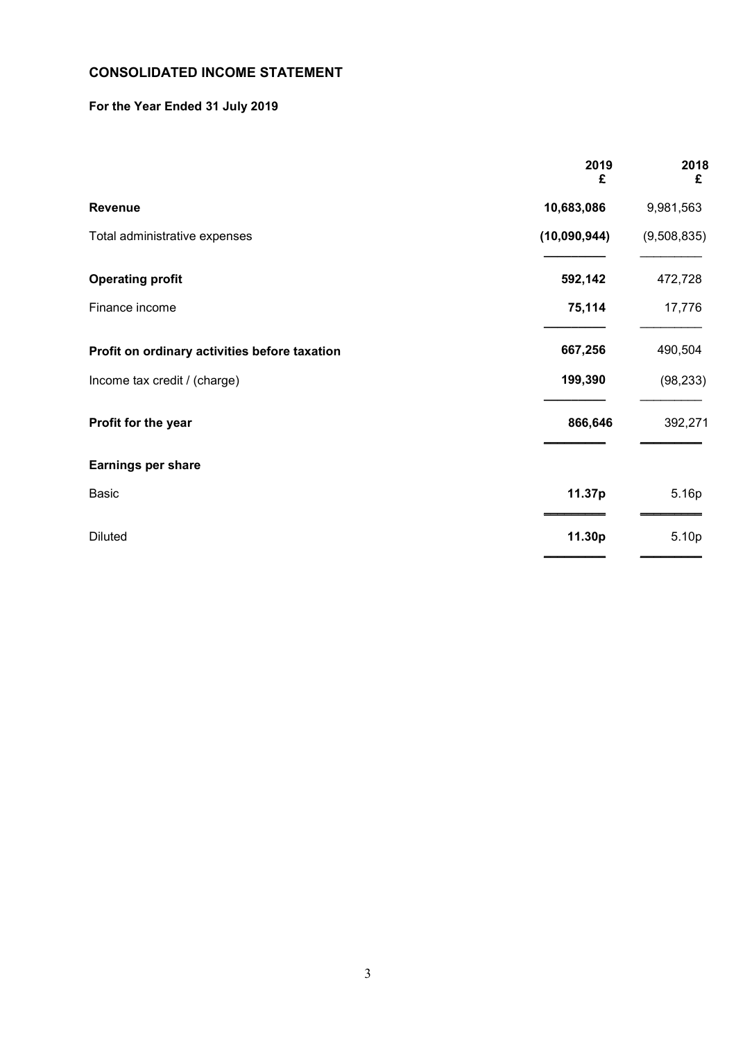# CONSOLIDATED INCOME STATEMENT

## For the Year Ended 31 July 2019

| | 2019<br>£ | 2018<br>£ |
|---|---|---|
| **Revenue** | **10,683,086** | 9,981,563 |
| Total administrative expenses | **(10,090,944)** | (9,508,835) |
| **Operating profit** | **592,142** | 472,728 |
| Finance income | **75,114** | 17,776 |
| **Profit on ordinary activities before taxation** | **667,256** | 490,504 |
| Income tax credit / (charge) | **199,390** | (98,233) |
| **Profit for the year** | **866,646** | 392,271 |
| **Earnings per share** | | |
| Basic | **11.37p** | 5.16p |
| Diluted | **11.30p** | 5.10p |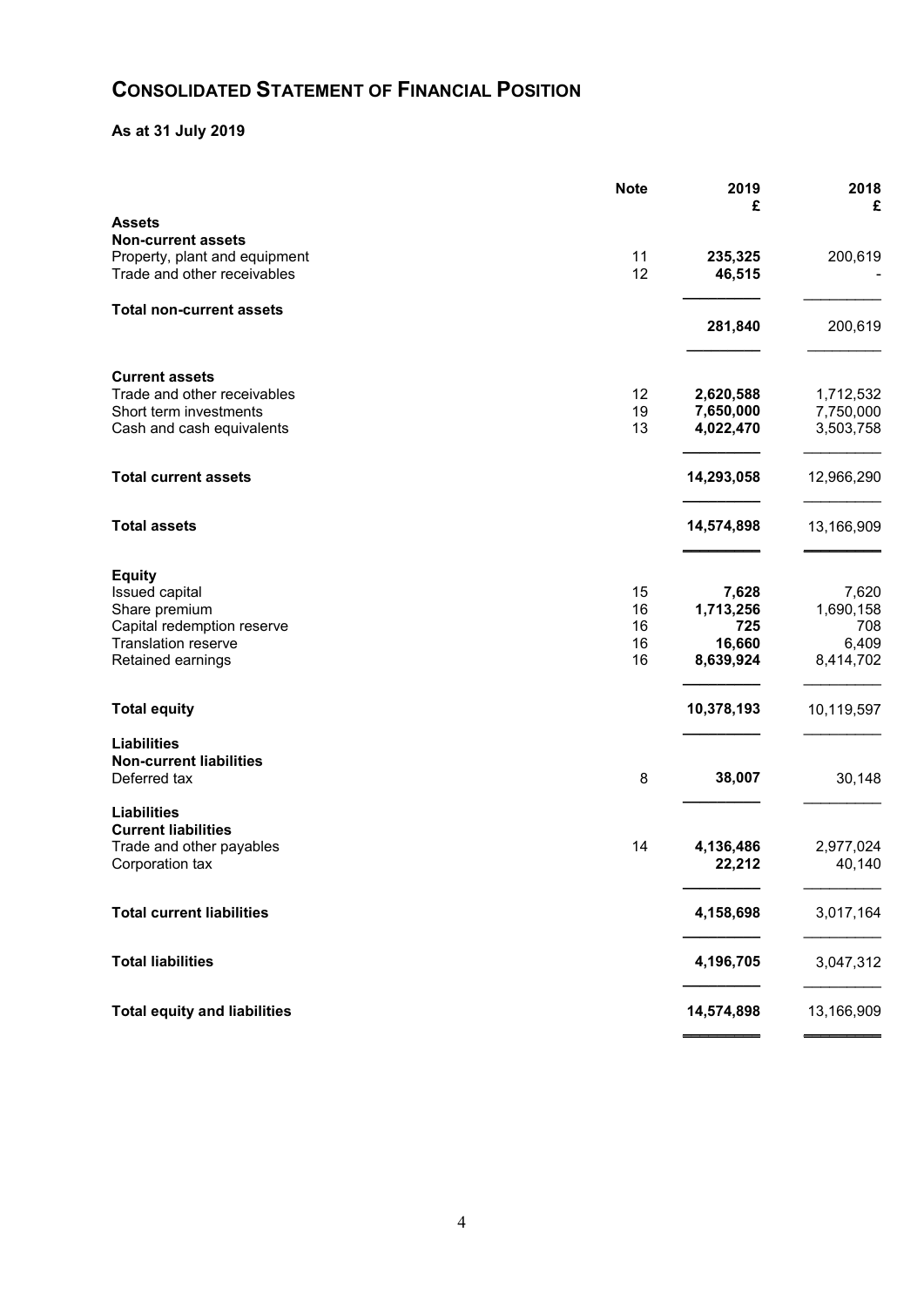# Consolidated Statement of Financial Position

**As at 31 July 2019**

| | Note | 2019 £ | 2018 £ |
|---|---|---|---|
| **Assets** | | | |
| **Non-current assets** | | | |
| Property, plant and equipment | 11 | **235,325** | 200,619 |
| Trade and other receivables | 12 | **46,515** | - |
| **Total non-current assets** | | **281,840** | 200,619 |
| **Current assets** | | | |
| Trade and other receivables | 12 | **2,620,588** | 1,712,532 |
| Short term investments | 19 | **7,650,000** | 7,750,000 |
| Cash and cash equivalents | 13 | **4,022,470** | 3,503,758 |
| **Total current assets** | | **14,293,058** | 12,966,290 |
| **Total assets** | | **14,574,898** | 13,166,909 |
| **Equity** | | | |
| Issued capital | 15 | **7,628** | 7,620 |
| Share premium | 16 | **1,713,256** | 1,690,158 |
| Capital redemption reserve | 16 | **725** | 708 |
| Translation reserve | 16 | **16,660** | 6,409 |
| Retained earnings | 16 | **8,639,924** | 8,414,702 |
| **Total equity** | | **10,378,193** | 10,119,597 |
| **Liabilities** | | | |
| **Non-current liabilities** | | | |
| Deferred tax | 8 | **38,007** | 30,148 |
| **Liabilities** | | | |
| **Current liabilities** | | | |
| Trade and other payables | 14 | **4,136,486** | 2,977,024 |
| Corporation tax | | **22,212** | 40,140 |
| **Total current liabilities** | | **4,158,698** | 3,017,164 |
| **Total liabilities** | | **4,196,705** | 3,047,312 |
| **Total equity and liabilities** | | **14,574,898** | 13,166,909 |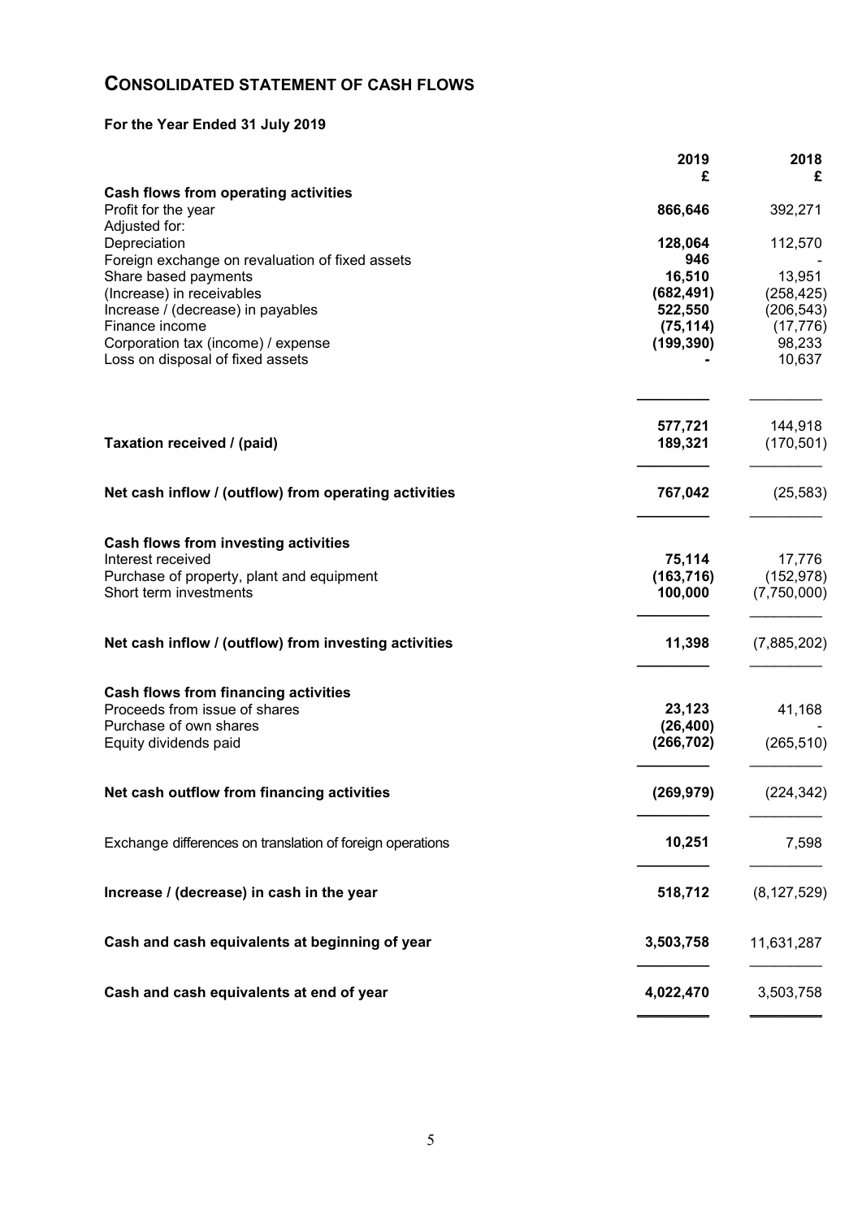# CONSOLIDATED STATEMENT OF CASH FLOWS

**For the Year Ended 31 July 2019**

| | 2019 £ | 2018 £ |
|---|---|---|
| **Cash flows from operating activities** | | |
| Profit for the year | **866,646** | 392,271 |
| Adjusted for: | | |
| Depreciation | **128,064** | 112,570 |
| Foreign exchange on revaluation of fixed assets | **946** | - |
| Share based payments | **16,510** | 13,951 |
| (Increase) in receivables | **(682,491)** | (258,425) |
| Increase / (decrease) in payables | **522,550** | (206,543) |
| Finance income | **(75,114)** | (17,776) |
| Corporation tax (income) / expense | **(199,390)** | 98,233 |
| Loss on disposal of fixed assets | **-** | 10,637 |
| | **577,721** | 144,918 |
| **Taxation received / (paid)** | **189,321** | (170,501) |
| **Net cash inflow / (outflow) from operating activities** | **767,042** | (25,583) |
| **Cash flows from investing activities** | | |
| Interest received | **75,114** | 17,776 |
| Purchase of property, plant and equipment | **(163,716)** | (152,978) |
| Short term investments | **100,000** | (7,750,000) |
| **Net cash inflow / (outflow) from investing activities** | **11,398** | (7,885,202) |
| **Cash flows from financing activities** | | |
| Proceeds from issue of shares | **23,123** | 41,168 |
| Purchase of own shares | **(26,400)** | - |
| Equity dividends paid | **(266,702)** | (265,510) |
| **Net cash outflow from financing activities** | **(269,979)** | (224,342) |
| Exchange differences on translation of foreign operations | **10,251** | 7,598 |
| **Increase / (decrease) in cash in the year** | **518,712** | (8,127,529) |
| **Cash and cash equivalents at beginning of year** | **3,503,758** | 11,631,287 |
| **Cash and cash equivalents at end of year** | **4,022,470** | 3,503,758 |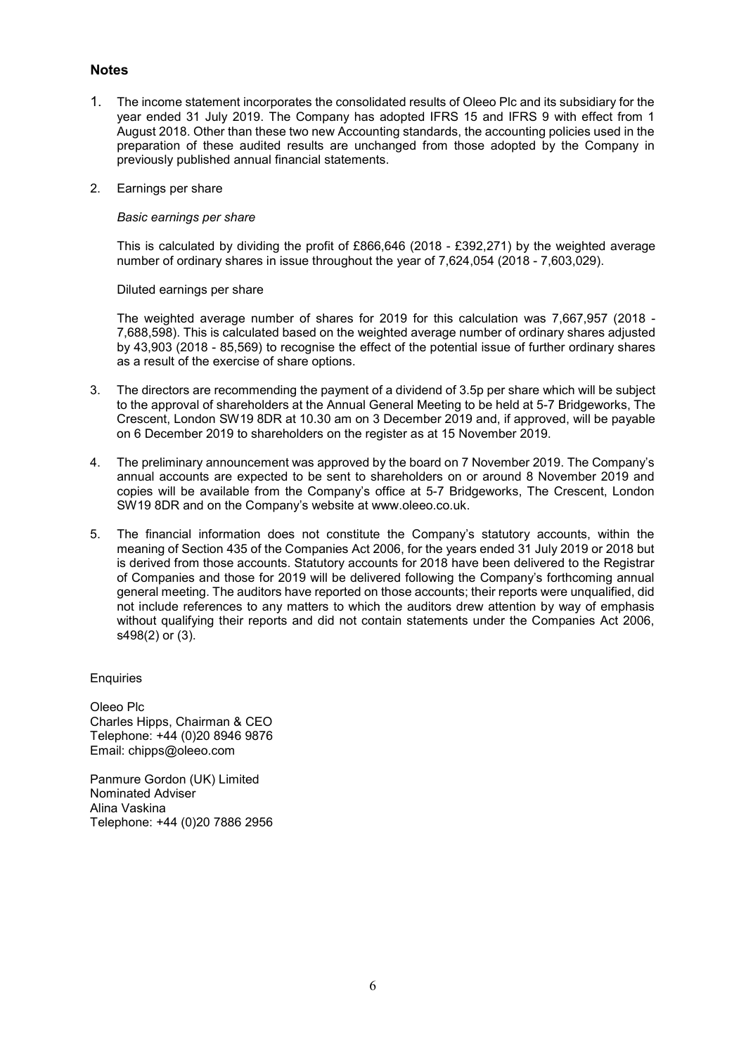## Notes

1. The income statement incorporates the consolidated results of Oleeo Plc and its subsidiary for the year ended 31 July 2019. The Company has adopted IFRS 15 and IFRS 9 with effect from 1 August 2018. Other than these two new Accounting standards, the accounting policies used in the preparation of these audited results are unchanged from those adopted by the Company in previously published annual financial statements.

2. Earnings per share

   *Basic earnings per share*

   This is calculated by dividing the profit of £866,646 (2018 - £392,271) by the weighted average number of ordinary shares in issue throughout the year of 7,624,054 (2018 - 7,603,029).

   Diluted earnings per share

   The weighted average number of shares for 2019 for this calculation was 7,667,957 (2018 - 7,688,598). This is calculated based on the weighted average number of ordinary shares adjusted by 43,903 (2018 - 85,569) to recognise the effect of the potential issue of further ordinary shares as a result of the exercise of share options.

3. The directors are recommending the payment of a dividend of 3.5p per share which will be subject to the approval of shareholders at the Annual General Meeting to be held at 5-7 Bridgeworks, The Crescent, London SW19 8DR at 10.30 am on 3 December 2019 and, if approved, will be payable on 6 December 2019 to shareholders on the register as at 15 November 2019.

4. The preliminary announcement was approved by the board on 7 November 2019. The Company's annual accounts are expected to be sent to shareholders on or around 8 November 2019 and copies will be available from the Company's office at 5-7 Bridgeworks, The Crescent, London SW19 8DR and on the Company's website at www.oleeo.co.uk.

5. The financial information does not constitute the Company's statutory accounts, within the meaning of Section 435 of the Companies Act 2006, for the years ended 31 July 2019 or 2018 but is derived from those accounts. Statutory accounts for 2018 have been delivered to the Registrar of Companies and those for 2019 will be delivered following the Company's forthcoming annual general meeting. The auditors have reported on those accounts; their reports were unqualified, did not include references to any matters to which the auditors drew attention by way of emphasis without qualifying their reports and did not contain statements under the Companies Act 2006, s498(2) or (3).

Enquiries

Oleeo Plc
Charles Hipps, Chairman & CEO
Telephone: +44 (0)20 8946 9876
Email: chipps@oleeo.com

Panmure Gordon (UK) Limited
Nominated Adviser
Alina Vaskina
Telephone: +44 (0)20 7886 2956